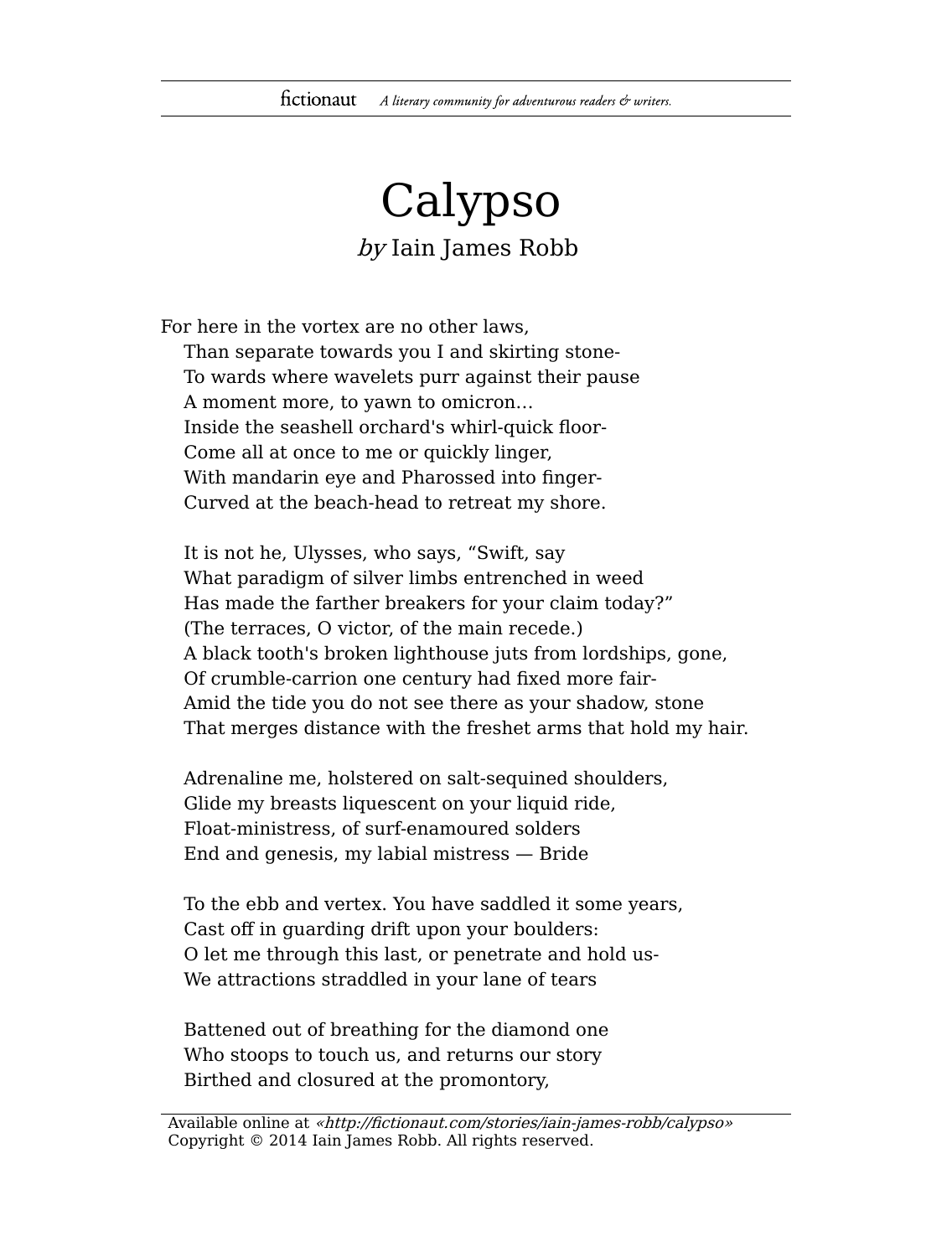# Calypso

*by* Iain James Robb

For here in the vortex are no other laws,  
Than separate towards you I and skirting stone-  
To wards where wavelets purr against their pause  
A moment more, to yawn to omicron…  
Inside the seashell orchard's whirl-quick floor-  
Come all at once to me or quickly linger,  
With mandarin eye and Pharossed into finger-  
Curved at the beach-head to retreat my shore.

It is not he, Ulysses, who says, “Swift, say  
What paradigm of silver limbs entrenched in weed  
Has made the farther breakers for your claim today?”  
(The terraces, O victor, of the main recede.)  
A black tooth's broken lighthouse juts from lordships, gone,  
Of crumble-carrion one century had fixed more fair-  
Amid the tide you do not see there as your shadow, stone  
That merges distance with the freshet arms that hold my hair.

Adrenaline me, holstered on salt-sequined shoulders,  
Glide my breasts liquescent on your liquid ride,  
Float-ministress, of surf-enamoured solders  
End and genesis, my labial mistress — Bride

To the ebb and vertex. You have saddled it some years,  
Cast off in guarding drift upon your boulders:  
O let me through this last, or penetrate and hold us-  
We attractions straddled in your lane of tears

Battened out of breathing for the diamond one  
Who stoops to touch us, and returns our story  
Birthed and closured at the promontory,

Available online at *«http://fictionaut.com/stories/iain-james-robb/calypso»*  
Copyright © 2014 Iain James Robb. All rights reserved.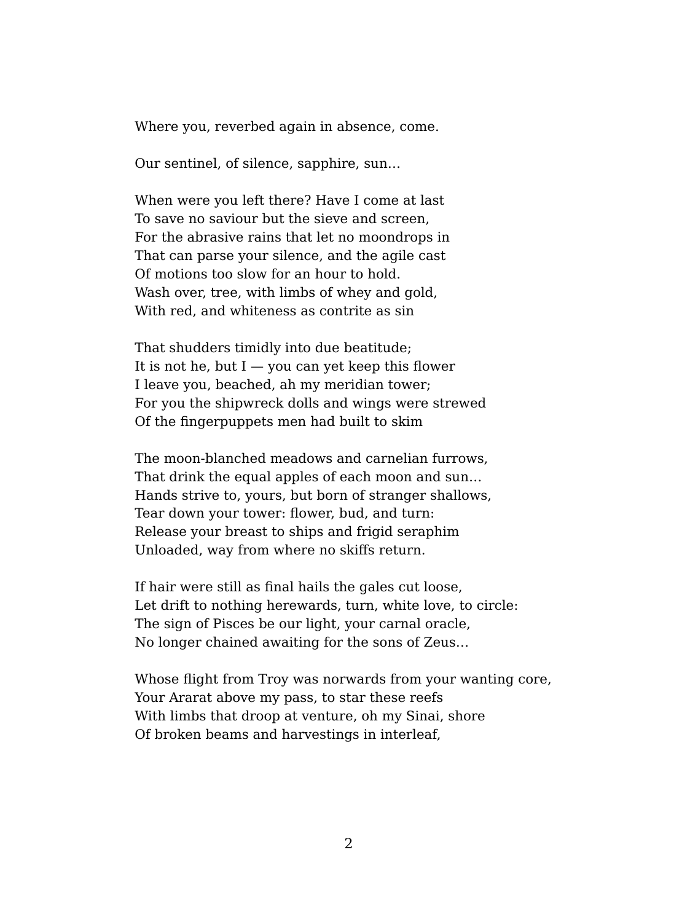Where you, reverbed again in absence, come.

Our sentinel, of silence, sapphire, sun…

When were you left there? Have I come at last
To save no saviour but the sieve and screen,
For the abrasive rains that let no moondrops in
That can parse your silence, and the agile cast
Of motions too slow for an hour to hold.
Wash over, tree, with limbs of whey and gold,
With red, and whiteness as contrite as sin

That shudders timidly into due beatitude;
It is not he, but I — you can yet keep this flower
I leave you, beached, ah my meridian tower;
For you the shipwreck dolls and wings were strewed
Of the fingerpuppets men had built to skim

The moon-blanched meadows and carnelian furrows,
That drink the equal apples of each moon and sun…
Hands strive to, yours, but born of stranger shallows,
Tear down your tower: flower, bud, and turn:
Release your breast to ships and frigid seraphim
Unloaded, way from where no skiffs return.

If hair were still as final hails the gales cut loose,
Let drift to nothing herewards, turn, white love, to circle:
The sign of Pisces be our light, your carnal oracle,
No longer chained awaiting for the sons of Zeus…

Whose flight from Troy was norwards from your wanting core,
Your Ararat above my pass, to star these reefs
With limbs that droop at venture, oh my Sinai, shore
Of broken beams and harvestings in interleaf,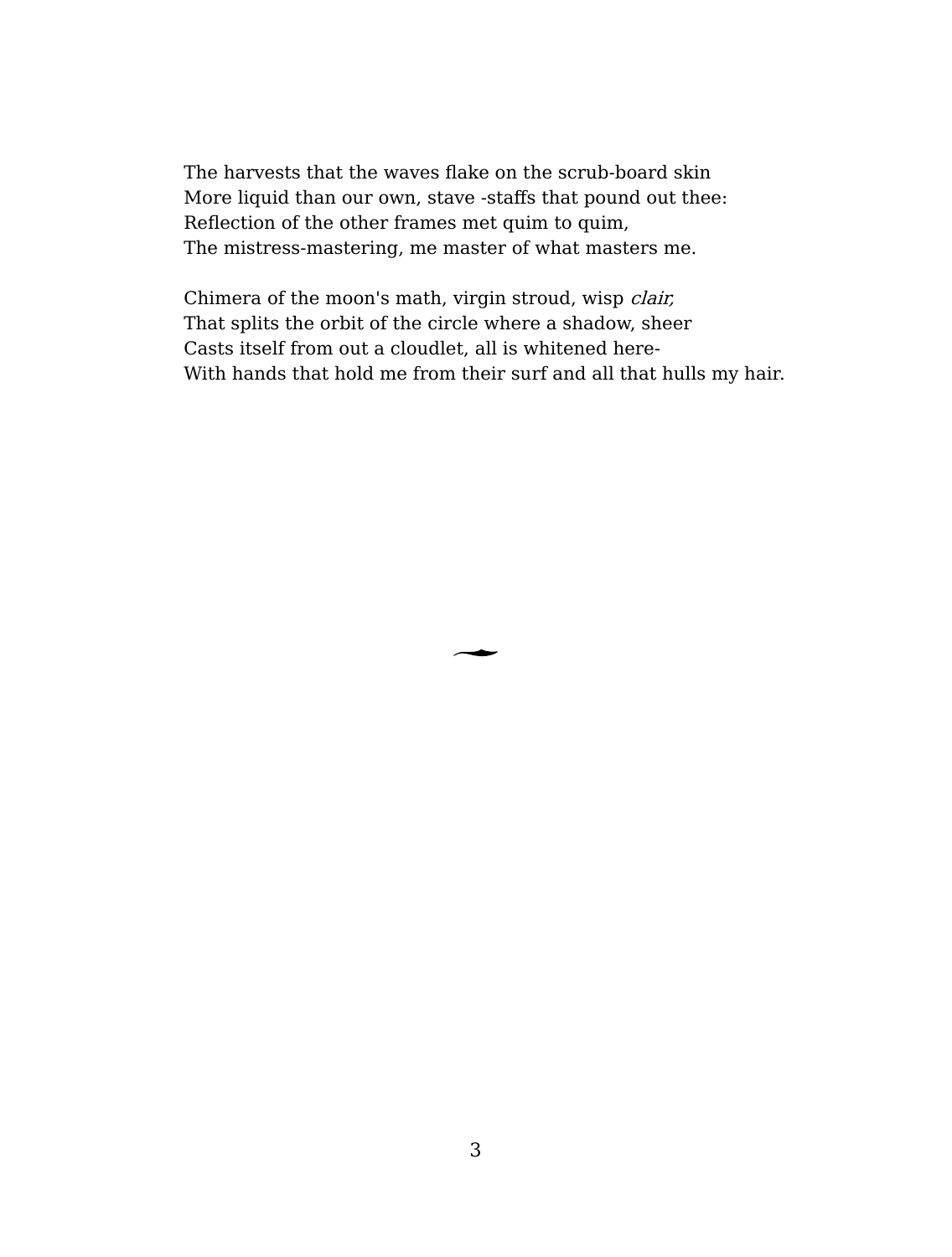The harvests that the waves flake on the scrub-board skin  
More liquid than our own, stave -staffs that pound out thee:  
Reflection of the other frames met quim to quim,  
The mistress-mastering, me master of what masters me.

Chimera of the moon's math, virgin stroud, wisp *clair,*  
That splits the orbit of the circle where a shadow, sheer  
Casts itself from out a cloudlet, all is whitened here-  
With hands that hold me from their surf and all that hulls my hair.